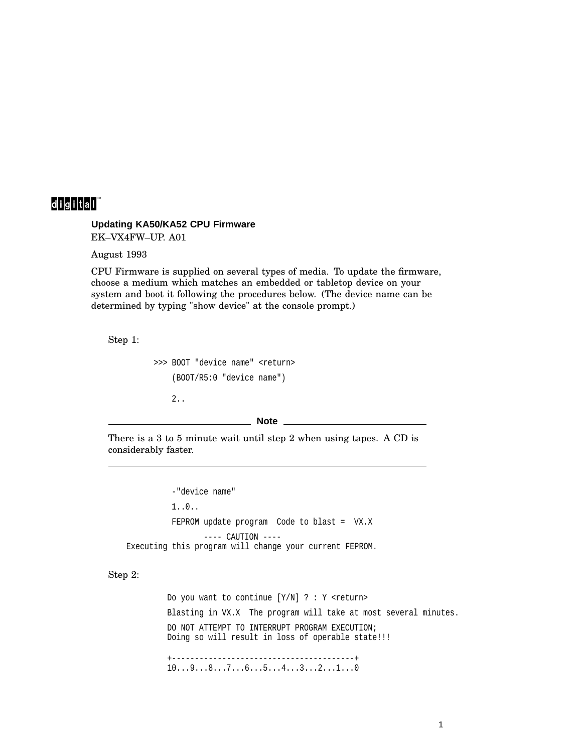digital™

# Updating KA50/KA52 CPU Firmware

EK–VX4FW–UP. A01

August 1993

CPU Firmware is supplied on several types of media. To update the firmware, choose a medium which matches an embedded or tabletop device on your system and boot it following the procedures below. (The device name can be determined by typing "show device" at the console prompt.)

Step 1:

```
>>> BOOT "device name" <return>
    (BOOT/R5:0 "device name")

    2..
```

**Note**

There is a 3 to 5 minute wait until step 2 when using tapes. A CD is considerably faster.

```
    -"device name"
    1..0..
    FEPROM update program  Code to blast =  VX.X
            ---- CAUTION ----
Executing this program will change your current FEPROM.
```

Step 2:

```
Do you want to continue [Y/N] ? : Y <return>
Blasting in VX.X  The program will take at most several minutes.
DO NOT ATTEMPT TO INTERRUPT PROGRAM EXECUTION;
Doing so will result in loss of operable state!!!

+----------------------------------------+
10...9...8...7...6...5...4...3...2...1...0
```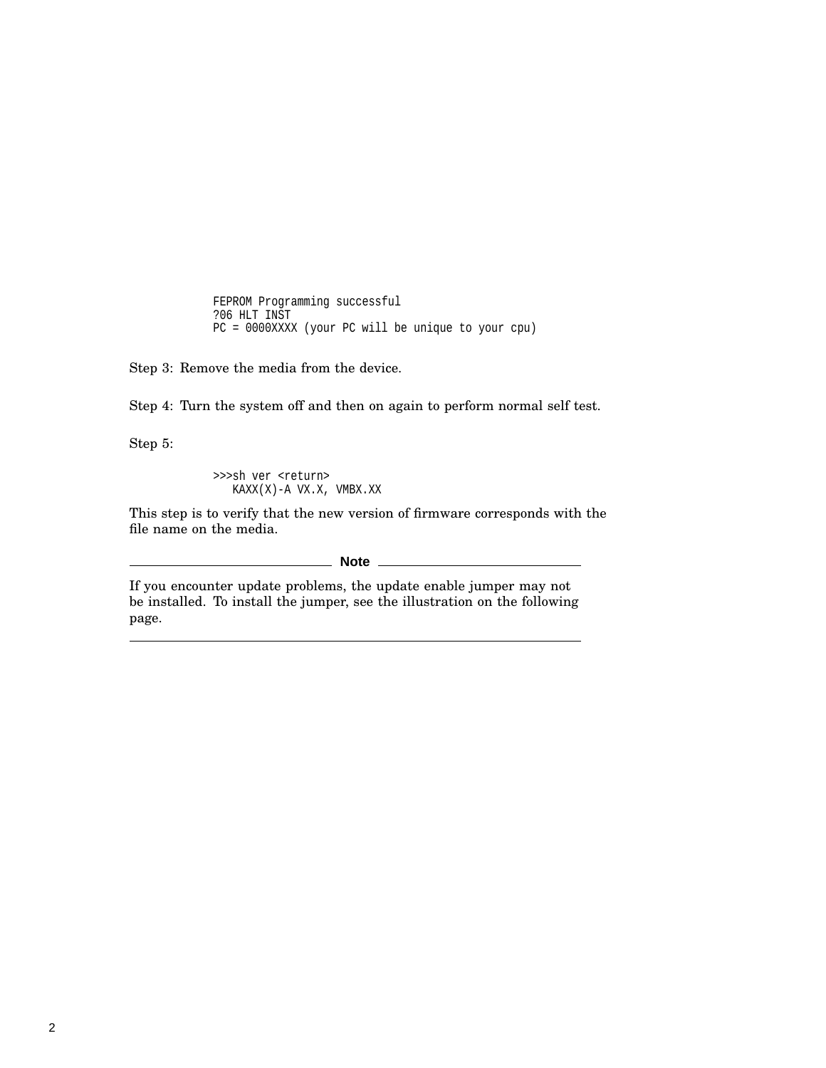```
FEPROM Programming successful
?06 HLT INST
PC = 0000XXXX (your PC will be unique to your cpu)
```

Step 3: Remove the media from the device.

Step 4: Turn the system off and then on again to perform normal self test.

Step 5:

```
>>>sh ver <return>
   KAXX(X)-A VX.X, VMBX.XX
```

This step is to verify that the new version of firmware corresponds with the file name on the media.

**Note**

If you encounter update problems, the update enable jumper may not be installed. To install the jumper, see the illustration on the following page.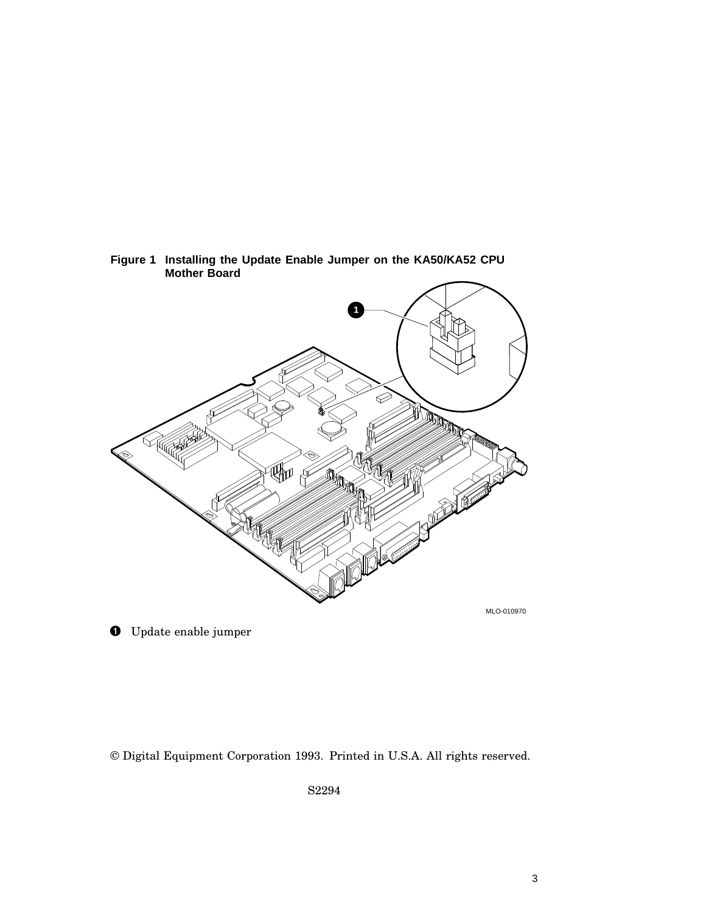**Figure 1 Installing the Update Enable Jumper on the KA50/KA52 CPU Mother Board**

1

MLO-010970

❶ Update enable jumper

© Digital Equipment Corporation 1993. Printed in U.S.A. All rights reserved.

S2294